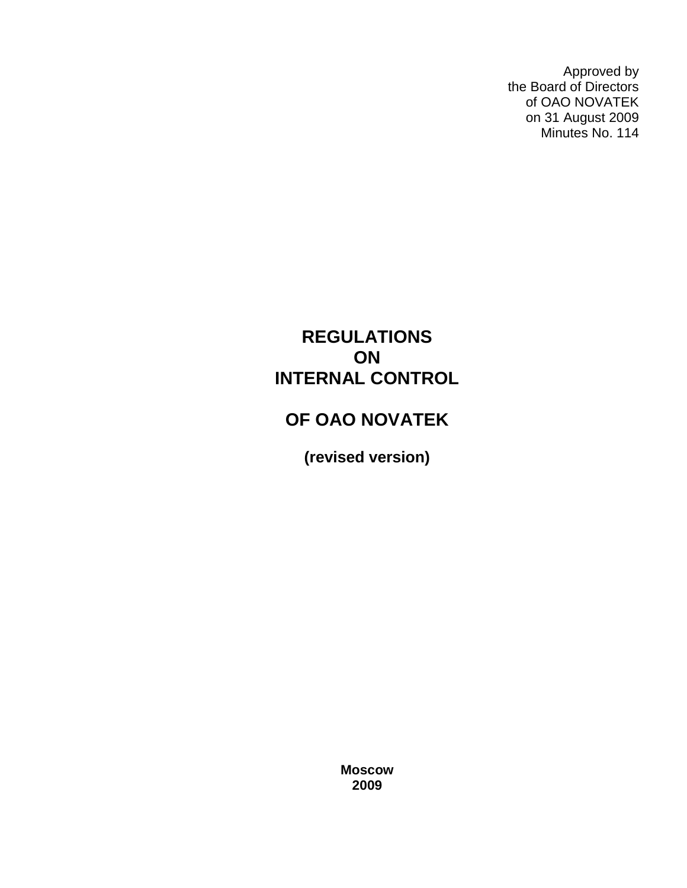Approved by
the Board of Directors
of OAO NOVATEK
on 31 August 2009
Minutes No. 114

# REGULATIONS ON INTERNAL CONTROL

# OF OAO NOVATEK

**(revised version)**

**Moscow**
**2009**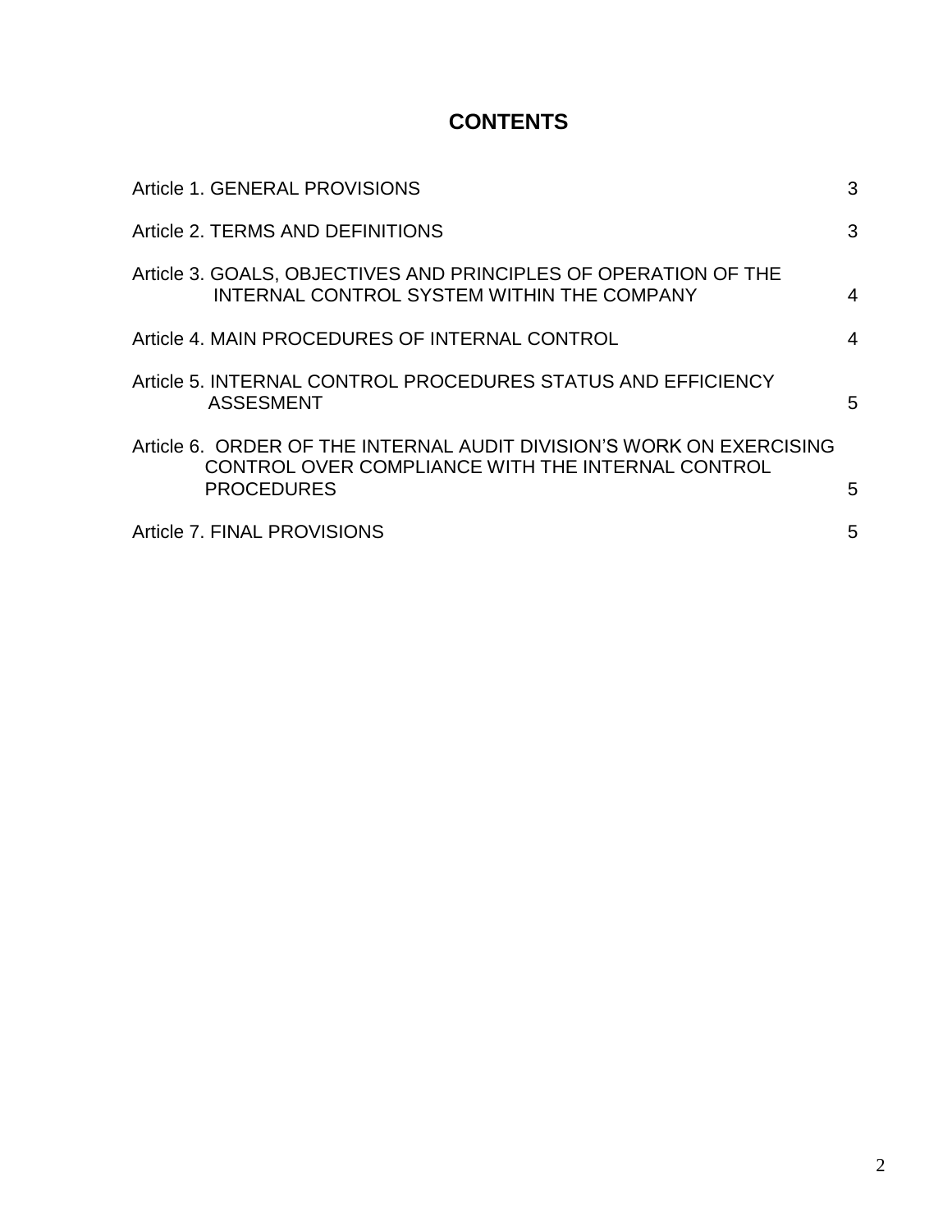# CONTENTS

| | |
|---|---|
| Article 1. GENERAL PROVISIONS | 3 |
| Article 2. TERMS AND DEFINITIONS | 3 |
| Article 3. GOALS, OBJECTIVES AND PRINCIPLES OF OPERATION OF THE INTERNAL CONTROL SYSTEM WITHIN THE COMPANY | 4 |
| Article 4. MAIN PROCEDURES OF INTERNAL CONTROL | 4 |
| Article 5. INTERNAL CONTROL PROCEDURES STATUS AND EFFICIENCY ASSESMENT | 5 |
| Article 6. ORDER OF THE INTERNAL AUDIT DIVISION'S WORK ON EXERCISING CONTROL OVER COMPLIANCE WITH THE INTERNAL CONTROL PROCEDURES | 5 |
| Article 7. FINAL PROVISIONS | 5 |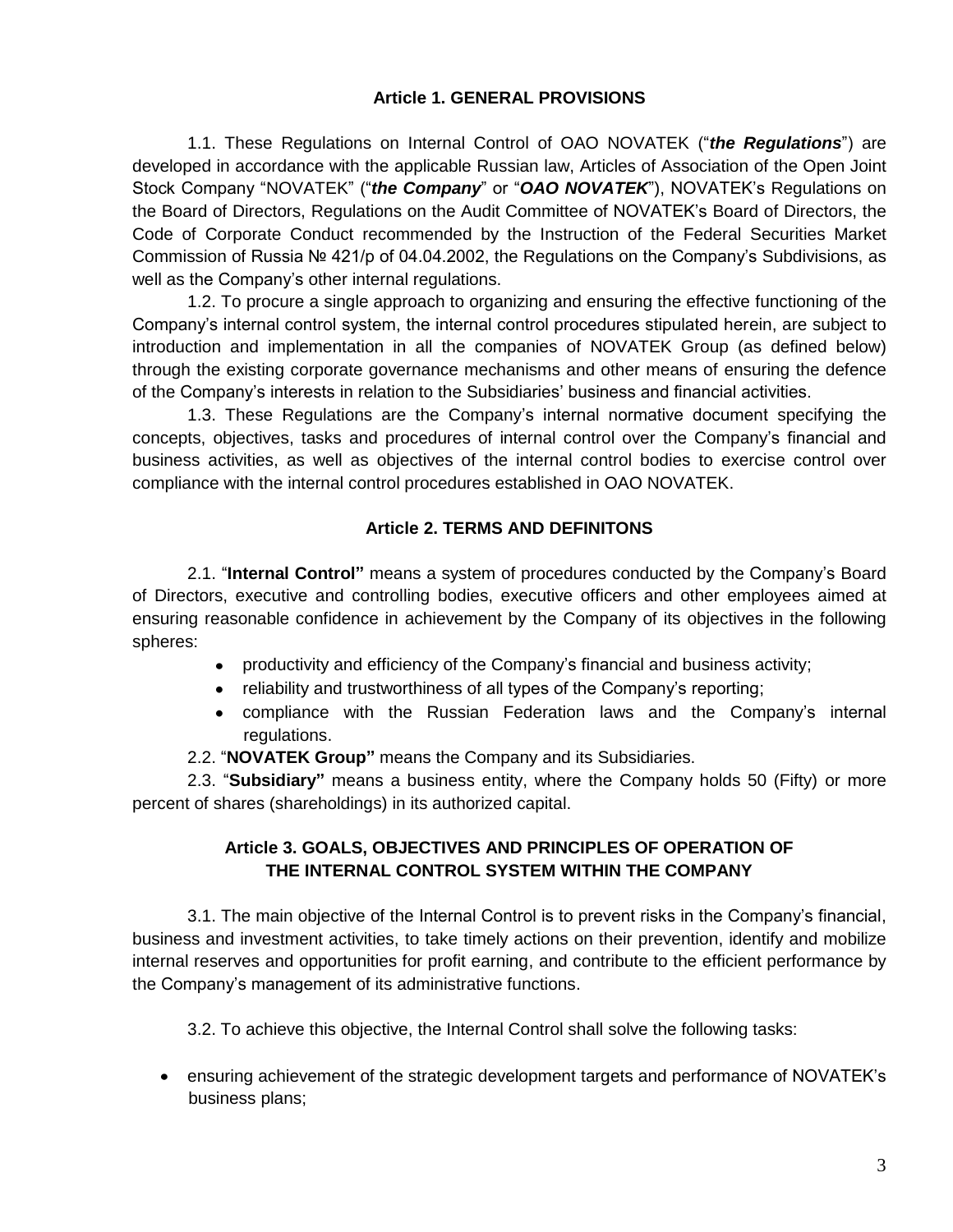## Article 1. GENERAL PROVISIONS

1.1. These Regulations on Internal Control of OAO NOVATEK ("***the Regulations***") are developed in accordance with the applicable Russian law, Articles of Association of the Open Joint Stock Company "NOVATEK" ("***the Company***" or "***OAO NOVATEK***"), NOVATEK's Regulations on the Board of Directors, Regulations on the Audit Committee of NOVATEK's Board of Directors, the Code of Corporate Conduct recommended by the Instruction of the Federal Securities Market Commission of Russia № 421/p of 04.04.2002, the Regulations on the Company's Subdivisions, as well as the Company's other internal regulations.

1.2. To procure a single approach to organizing and ensuring the effective functioning of the Company's internal control system, the internal control procedures stipulated herein, are subject to introduction and implementation in all the companies of NOVATEK Group (as defined below) through the existing corporate governance mechanisms and other means of ensuring the defence of the Company's interests in relation to the Subsidiaries' business and financial activities.

1.3. These Regulations are the Company's internal normative document specifying the concepts, objectives, tasks and procedures of internal control over the Company's financial and business activities, as well as objectives of the internal control bodies to exercise control over compliance with the internal control procedures established in OAO NOVATEK.

## Article 2. TERMS AND DEFINITONS

2.1. "**Internal Control"** means a system of procedures conducted by the Company's Board of Directors, executive and controlling bodies, executive officers and other employees aimed at ensuring reasonable confidence in achievement by the Company of its objectives in the following spheres:

- productivity and efficiency of the Company's financial and business activity;
- reliability and trustworthiness of all types of the Company's reporting;
- compliance with the Russian Federation laws and the Company's internal regulations.

2.2. "**NOVATEK Group"** means the Company and its Subsidiaries.

2.3. "**Subsidiary"** means a business entity, where the Company holds 50 (Fifty) or more percent of shares (shareholdings) in its authorized capital.

## Article 3. GOALS, OBJECTIVES AND PRINCIPLES OF OPERATION OF THE INTERNAL CONTROL SYSTEM WITHIN THE COMPANY

3.1. The main objective of the Internal Control is to prevent risks in the Company's financial, business and investment activities, to take timely actions on their prevention, identify and mobilize internal reserves and opportunities for profit earning, and contribute to the efficient performance by the Company's management of its administrative functions.

3.2. To achieve this objective, the Internal Control shall solve the following tasks:

- ensuring achievement of the strategic development targets and performance of NOVATEK's business plans;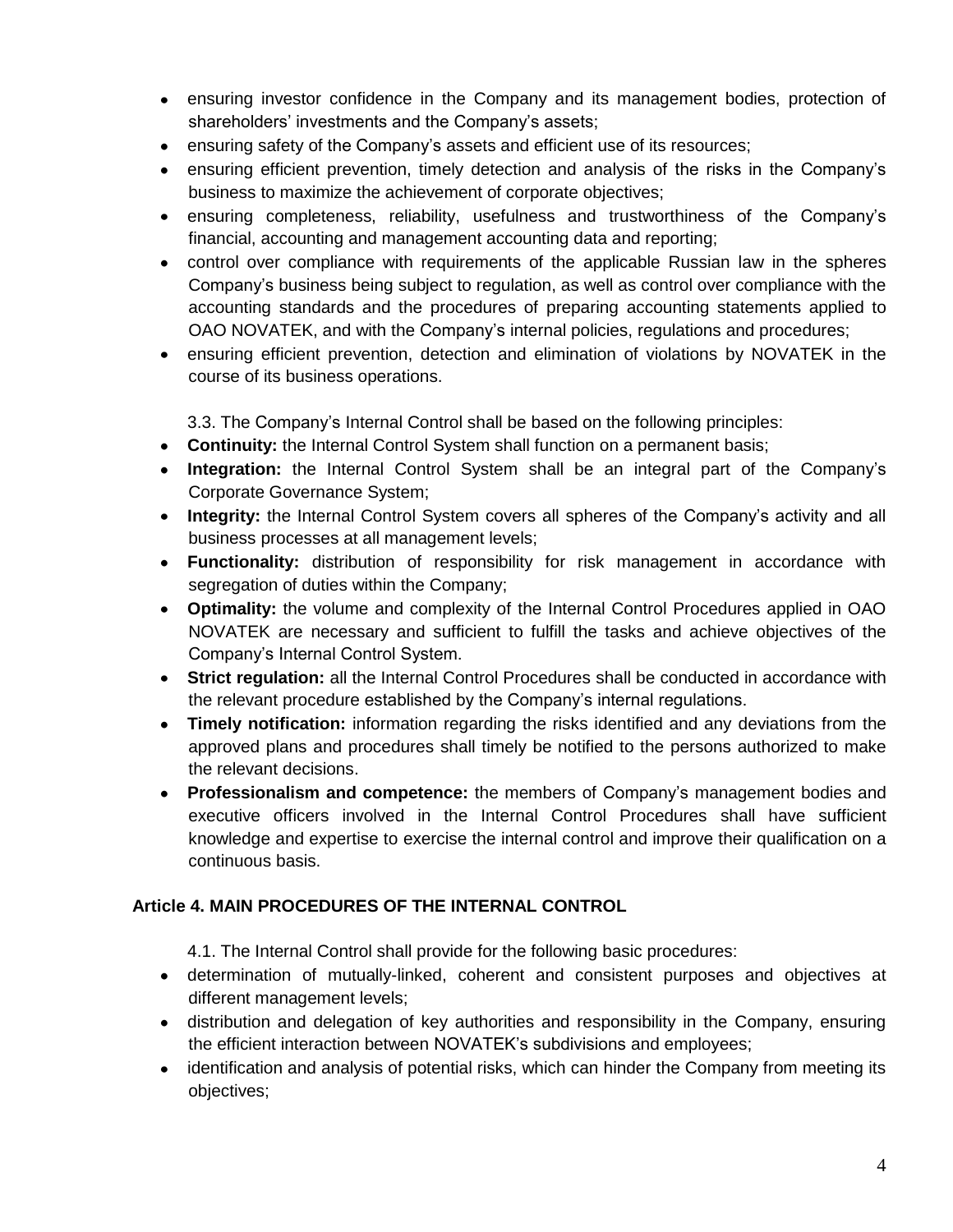- ensuring investor confidence in the Company and its management bodies, protection of shareholders' investments and the Company's assets;
- ensuring safety of the Company's assets and efficient use of its resources;
- ensuring efficient prevention, timely detection and analysis of the risks in the Company's business to maximize the achievement of corporate objectives;
- ensuring completeness, reliability, usefulness and trustworthiness of the Company's financial, accounting and management accounting data and reporting;
- control over compliance with requirements of the applicable Russian law in the spheres Company's business being subject to regulation, as well as control over compliance with the accounting standards and the procedures of preparing accounting statements applied to OAO NOVATEK, and with the Company's internal policies, regulations and procedures;
- ensuring efficient prevention, detection and elimination of violations by NOVATEK in the course of its business operations.

3.3. The Company's Internal Control shall be based on the following principles:

- **Continuity:** the Internal Control System shall function on a permanent basis;
- **Integration:** the Internal Control System shall be an integral part of the Company's Corporate Governance System;
- **Integrity:** the Internal Control System covers all spheres of the Company's activity and all business processes at all management levels;
- **Functionality:** distribution of responsibility for risk management in accordance with segregation of duties within the Company;
- **Optimality:** the volume and complexity of the Internal Control Procedures applied in OAO NOVATEK are necessary and sufficient to fulfill the tasks and achieve objectives of the Company's Internal Control System.
- **Strict regulation:** all the Internal Control Procedures shall be conducted in accordance with the relevant procedure established by the Company's internal regulations.
- **Timely notification:** information regarding the risks identified and any deviations from the approved plans and procedures shall timely be notified to the persons authorized to make the relevant decisions.
- **Professionalism and competence:** the members of Company's management bodies and executive officers involved in the Internal Control Procedures shall have sufficient knowledge and expertise to exercise the internal control and improve their qualification on a continuous basis.

## Article 4. MAIN PROCEDURES OF THE INTERNAL CONTROL

4.1. The Internal Control shall provide for the following basic procedures:

- determination of mutually-linked, coherent and consistent purposes and objectives at different management levels;
- distribution and delegation of key authorities and responsibility in the Company, ensuring the efficient interaction between NOVATEK's subdivisions and employees;
- identification and analysis of potential risks, which can hinder the Company from meeting its objectives;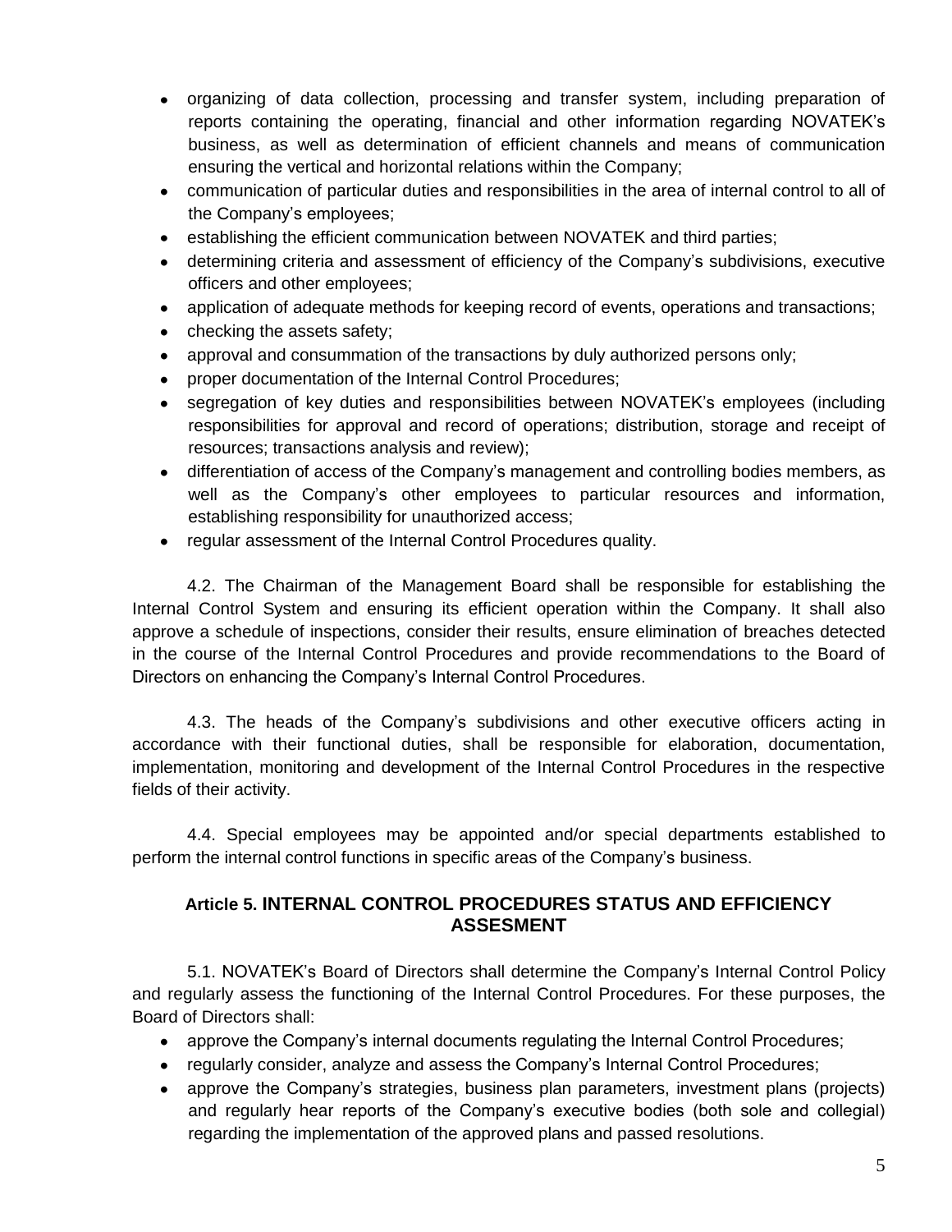- organizing of data collection, processing and transfer system, including preparation of reports containing the operating, financial and other information regarding NOVATEK's business, as well as determination of efficient channels and means of communication ensuring the vertical and horizontal relations within the Company;
- communication of particular duties and responsibilities in the area of internal control to all of the Company's employees;
- establishing the efficient communication between NOVATEK and third parties;
- determining criteria and assessment of efficiency of the Company's subdivisions, executive officers and other employees;
- application of adequate methods for keeping record of events, operations and transactions;
- checking the assets safety;
- approval and consummation of the transactions by duly authorized persons only;
- proper documentation of the Internal Control Procedures;
- segregation of key duties and responsibilities between NOVATEK's employees (including responsibilities for approval and record of operations; distribution, storage and receipt of resources; transactions analysis and review);
- differentiation of access of the Company's management and controlling bodies members, as well as the Company's other employees to particular resources and information, establishing responsibility for unauthorized access;
- regular assessment of the Internal Control Procedures quality.

4.2. The Chairman of the Management Board shall be responsible for establishing the Internal Control System and ensuring its efficient operation within the Company. It shall also approve a schedule of inspections, consider their results, ensure elimination of breaches detected in the course of the Internal Control Procedures and provide recommendations to the Board of Directors on enhancing the Company's Internal Control Procedures.

4.3. The heads of the Company's subdivisions and other executive officers acting in accordance with their functional duties, shall be responsible for elaboration, documentation, implementation, monitoring and development of the Internal Control Procedures in the respective fields of their activity.

4.4. Special employees may be appointed and/or special departments established to perform the internal control functions in specific areas of the Company's business.

## Article 5. INTERNAL CONTROL PROCEDURES STATUS AND EFFICIENCY ASSESMENT

5.1. NOVATEK's Board of Directors shall determine the Company's Internal Control Policy and regularly assess the functioning of the Internal Control Procedures. For these purposes, the Board of Directors shall:

- approve the Company's internal documents regulating the Internal Control Procedures;
- regularly consider, analyze and assess the Company's Internal Control Procedures;
- approve the Company's strategies, business plan parameters, investment plans (projects) and regularly hear reports of the Company's executive bodies (both sole and collegial) regarding the implementation of the approved plans and passed resolutions.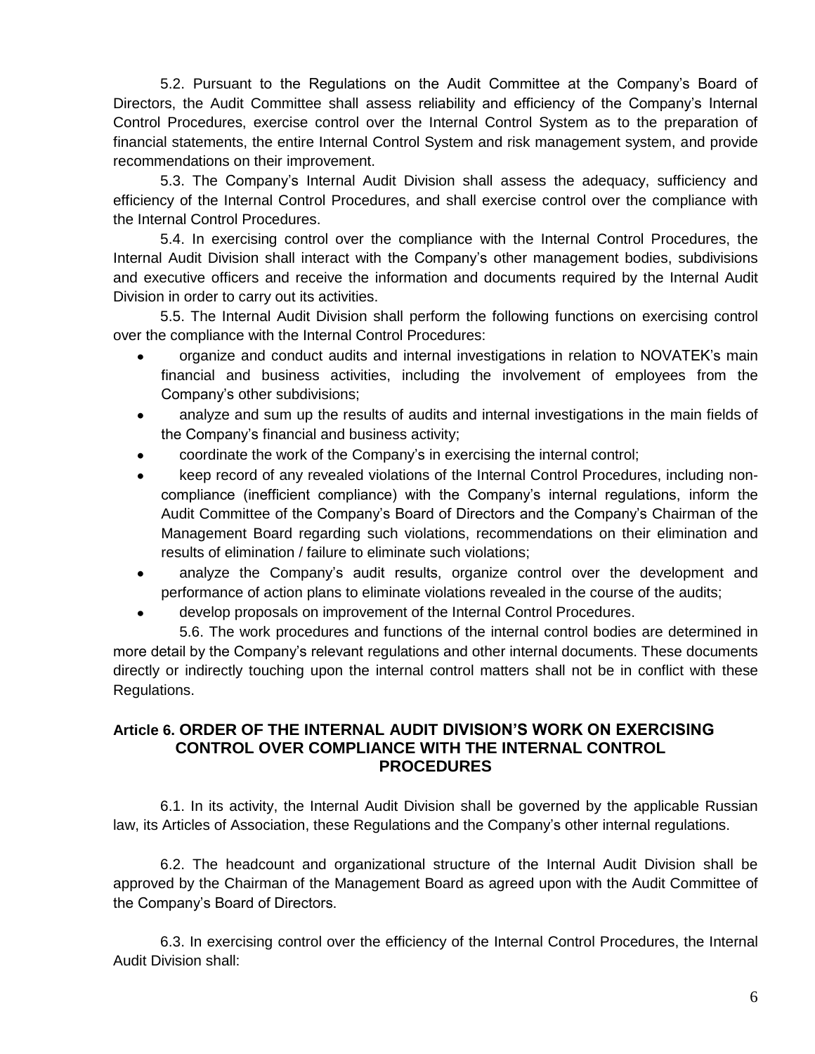5.2. Pursuant to the Regulations on the Audit Committee at the Company's Board of Directors, the Audit Committee shall assess reliability and efficiency of the Company's Internal Control Procedures, exercise control over the Internal Control System as to the preparation of financial statements, the entire Internal Control System and risk management system, and provide recommendations on their improvement.

5.3. The Company's Internal Audit Division shall assess the adequacy, sufficiency and efficiency of the Internal Control Procedures, and shall exercise control over the compliance with the Internal Control Procedures.

5.4. In exercising control over the compliance with the Internal Control Procedures, the Internal Audit Division shall interact with the Company's other management bodies, subdivisions and executive officers and receive the information and documents required by the Internal Audit Division in order to carry out its activities.

5.5. The Internal Audit Division shall perform the following functions on exercising control over the compliance with the Internal Control Procedures:

- organize and conduct audits and internal investigations in relation to NOVATEK's main financial and business activities, including the involvement of employees from the Company's other subdivisions;
- analyze and sum up the results of audits and internal investigations in the main fields of the Company's financial and business activity;
- coordinate the work of the Company's in exercising the internal control;
- keep record of any revealed violations of the Internal Control Procedures, including non-compliance (inefficient compliance) with the Company's internal regulations, inform the Audit Committee of the Company's Board of Directors and the Company's Chairman of the Management Board regarding such violations, recommendations on their elimination and results of elimination / failure to eliminate such violations;
- analyze the Company's audit results, organize control over the development and performance of action plans to eliminate violations revealed in the course of the audits;
- develop proposals on improvement of the Internal Control Procedures.

5.6. The work procedures and functions of the internal control bodies are determined in more detail by the Company's relevant regulations and other internal documents. These documents directly or indirectly touching upon the internal control matters shall not be in conflict with these Regulations.

## Article 6. ORDER OF THE INTERNAL AUDIT DIVISION'S WORK ON EXERCISING CONTROL OVER COMPLIANCE WITH THE INTERNAL CONTROL PROCEDURES

6.1. In its activity, the Internal Audit Division shall be governed by the applicable Russian law, its Articles of Association, these Regulations and the Company's other internal regulations.

6.2. The headcount and organizational structure of the Internal Audit Division shall be approved by the Chairman of the Management Board as agreed upon with the Audit Committee of the Company's Board of Directors.

6.3. In exercising control over the efficiency of the Internal Control Procedures, the Internal Audit Division shall: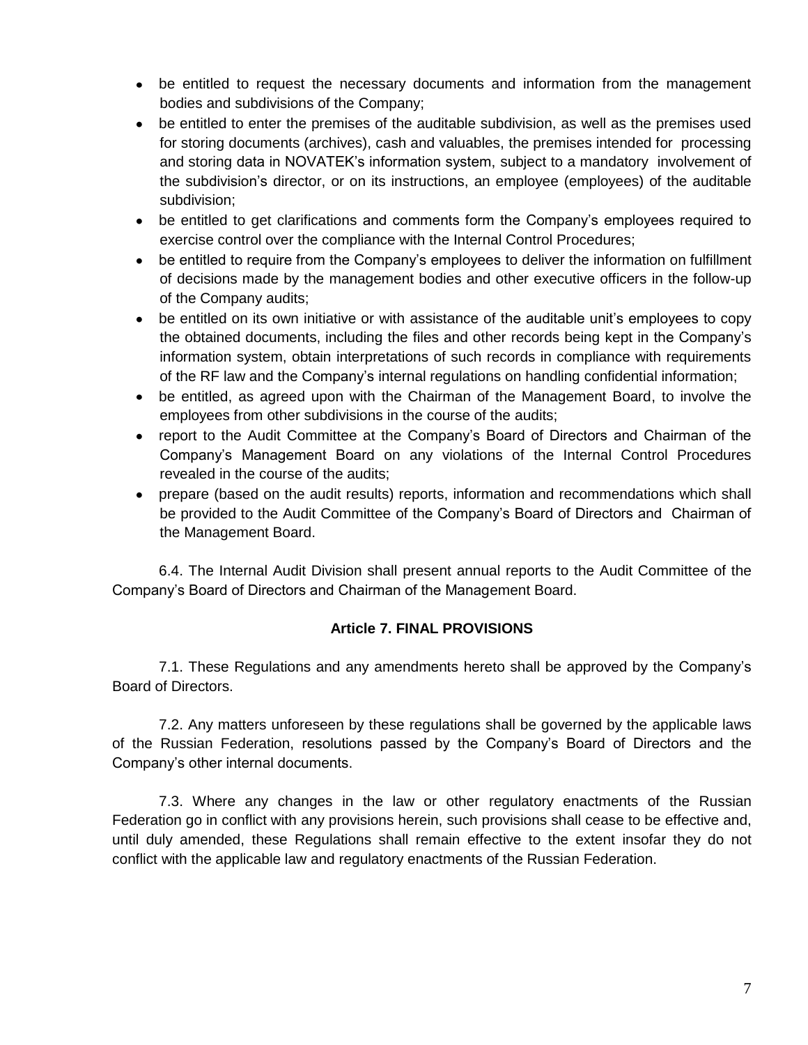- be entitled to request the necessary documents and information from the management bodies and subdivisions of the Company;
- be entitled to enter the premises of the auditable subdivision, as well as the premises used for storing documents (archives), cash and valuables, the premises intended for processing and storing data in NOVATEK's information system, subject to a mandatory involvement of the subdivision's director, or on its instructions, an employee (employees) of the auditable subdivision;
- be entitled to get clarifications and comments form the Company's employees required to exercise control over the compliance with the Internal Control Procedures;
- be entitled to require from the Company's employees to deliver the information on fulfillment of decisions made by the management bodies and other executive officers in the follow-up of the Company audits;
- be entitled on its own initiative or with assistance of the auditable unit's employees to copy the obtained documents, including the files and other records being kept in the Company's information system, obtain interpretations of such records in compliance with requirements of the RF law and the Company's internal regulations on handling confidential information;
- be entitled, as agreed upon with the Chairman of the Management Board, to involve the employees from other subdivisions in the course of the audits;
- report to the Audit Committee at the Company's Board of Directors and Chairman of the Company's Management Board on any violations of the Internal Control Procedures revealed in the course of the audits;
- prepare (based on the audit results) reports, information and recommendations which shall be provided to the Audit Committee of the Company's Board of Directors and Chairman of the Management Board.

6.4. The Internal Audit Division shall present annual reports to the Audit Committee of the Company's Board of Directors and Chairman of the Management Board.

## Article 7. FINAL PROVISIONS

7.1. These Regulations and any amendments hereto shall be approved by the Company's Board of Directors.

7.2. Any matters unforeseen by these regulations shall be governed by the applicable laws of the Russian Federation, resolutions passed by the Company's Board of Directors and the Company's other internal documents.

7.3. Where any changes in the law or other regulatory enactments of the Russian Federation go in conflict with any provisions herein, such provisions shall cease to be effective and, until duly amended, these Regulations shall remain effective to the extent insofar they do not conflict with the applicable law and regulatory enactments of the Russian Federation.